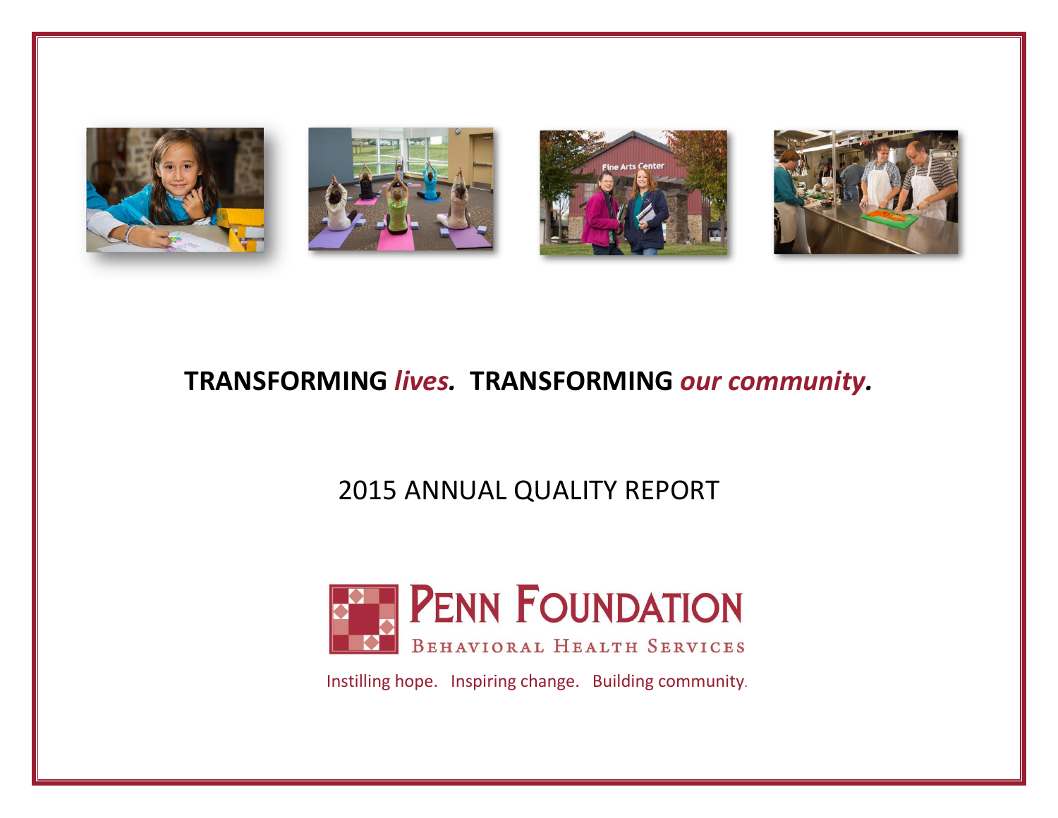**TRANSFORMING** ***lives.*** **TRANSFORMING** ***our community.***

# 2015 ANNUAL QUALITY REPORT

PENN FOUNDATION

BEHAVIORAL HEALTH SERVICES

Instilling hope. Inspiring change. Building community.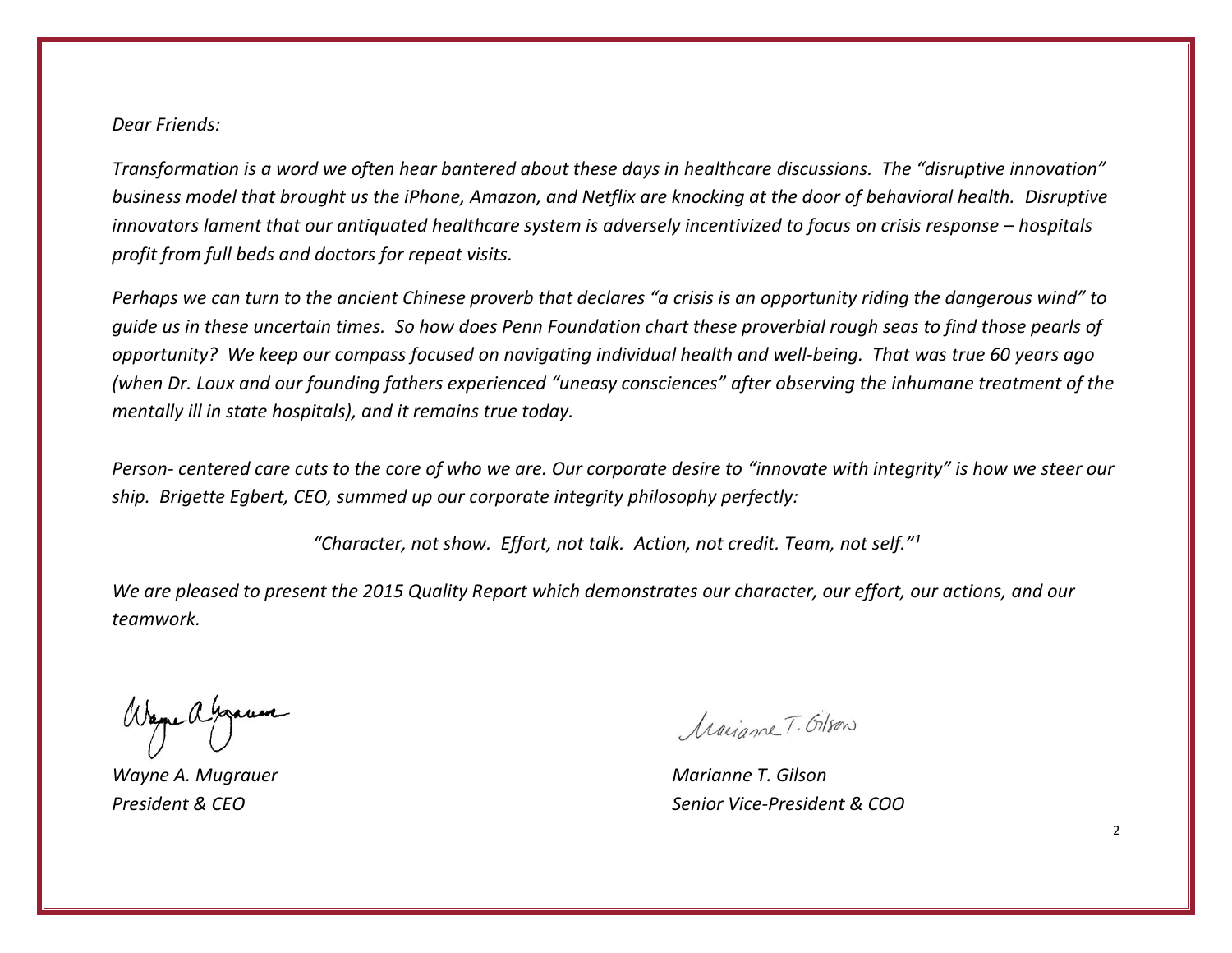*Dear Friends:*

*Transformation is a word we often hear bantered about these days in healthcare discussions. The "disruptive innovation" business model that brought us the iPhone, Amazon, and Netflix are knocking at the door of behavioral health. Disruptive innovators lament that our antiquated healthcare system is adversely incentivized to focus on crisis response – hospitals profit from full beds and doctors for repeat visits.*

*Perhaps we can turn to the ancient Chinese proverb that declares "a crisis is an opportunity riding the dangerous wind" to guide us in these uncertain times. So how does Penn Foundation chart these proverbial rough seas to find those pearls of opportunity? We keep our compass focused on navigating individual health and well-being. That was true 60 years ago (when Dr. Loux and our founding fathers experienced "uneasy consciences" after observing the inhumane treatment of the mentally ill in state hospitals), and it remains true today.*

*Person- centered care cuts to the core of who we are. Our corporate desire to "innovate with integrity" is how we steer our ship. Brigette Egbert, CEO, summed up our corporate integrity philosophy perfectly:*

*"Character, not show. Effort, not talk. Action, not credit. Team, not self."*[1]

*We are pleased to present the 2015 Quality Report which demonstrates our character, our effort, our actions, and our teamwork.*

*Wayne A. Mugrauer*
*President & CEO*

*Marianne T. Gilson*
*Senior Vice-President & COO*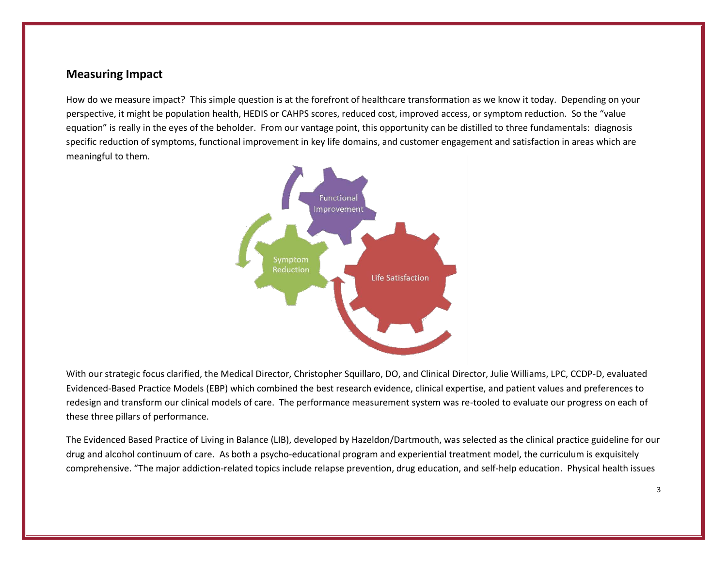## Measuring Impact

How do we measure impact? This simple question is at the forefront of healthcare transformation as we know it today. Depending on your perspective, it might be population health, HEDIS or CAHPS scores, reduced cost, improved access, or symptom reduction. So the "value equation" is really in the eyes of the beholder. From our vantage point, this opportunity can be distilled to three fundamentals: diagnosis specific reduction of symptoms, functional improvement in key life domains, and customer engagement and satisfaction in areas which are meaningful to them.

With our strategic focus clarified, the Medical Director, Christopher Squillaro, DO, and Clinical Director, Julie Williams, LPC, CCDP-D, evaluated Evidenced-Based Practice Models (EBP) which combined the best research evidence, clinical expertise, and patient values and preferences to redesign and transform our clinical models of care. The performance measurement system was re-tooled to evaluate our progress on each of these three pillars of performance.

The Evidenced Based Practice of Living in Balance (LIB), developed by Hazeldon/Dartmouth, was selected as the clinical practice guideline for our drug and alcohol continuum of care. As both a psycho-educational program and experiential treatment model, the curriculum is exquisitely comprehensive. "The major addiction-related topics include relapse prevention, drug education, and self-help education. Physical health issues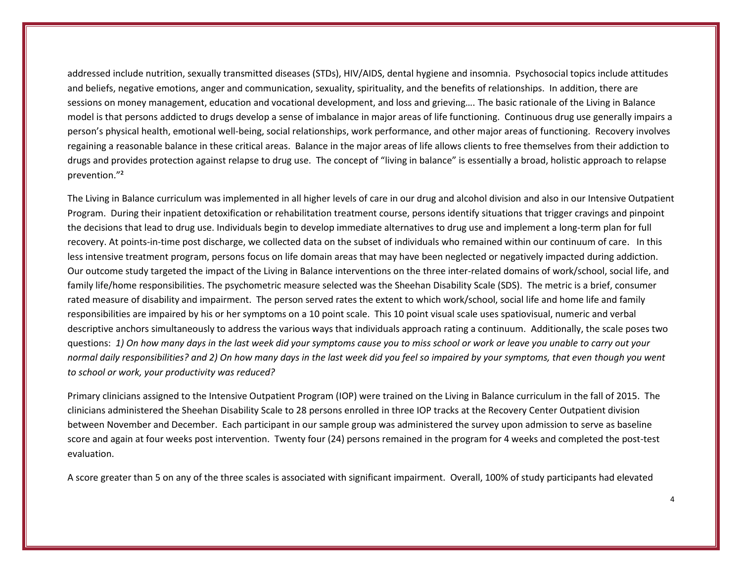addressed include nutrition, sexually transmitted diseases (STDs), HIV/AIDS, dental hygiene and insomnia. Psychosocial topics include attitudes and beliefs, negative emotions, anger and communication, sexuality, spirituality, and the benefits of relationships. In addition, there are sessions on money management, education and vocational development, and loss and grieving…. The basic rationale of the Living in Balance model is that persons addicted to drugs develop a sense of imbalance in major areas of life functioning. Continuous drug use generally impairs a person's physical health, emotional well-being, social relationships, work performance, and other major areas of functioning. Recovery involves regaining a reasonable balance in these critical areas. Balance in the major areas of life allows clients to free themselves from their addiction to drugs and provides protection against relapse to drug use. The concept of "living in balance" is essentially a broad, holistic approach to relapse prevention."[2]

The Living in Balance curriculum was implemented in all higher levels of care in our drug and alcohol division and also in our Intensive Outpatient Program. During their inpatient detoxification or rehabilitation treatment course, persons identify situations that trigger cravings and pinpoint the decisions that lead to drug use. Individuals begin to develop immediate alternatives to drug use and implement a long-term plan for full recovery. At points-in-time post discharge, we collected data on the subset of individuals who remained within our continuum of care. In this less intensive treatment program, persons focus on life domain areas that may have been neglected or negatively impacted during addiction. Our outcome study targeted the impact of the Living in Balance interventions on the three inter-related domains of work/school, social life, and family life/home responsibilities. The psychometric measure selected was the Sheehan Disability Scale (SDS). The metric is a brief, consumer rated measure of disability and impairment. The person served rates the extent to which work/school, social life and home life and family responsibilities are impaired by his or her symptoms on a 10 point scale. This 10 point visual scale uses spatiovisual, numeric and verbal descriptive anchors simultaneously to address the various ways that individuals approach rating a continuum. Additionally, the scale poses two questions: *1) On how many days in the last week did your symptoms cause you to miss school or work or leave you unable to carry out your normal daily responsibilities? and 2) On how many days in the last week did you feel so impaired by your symptoms, that even though you went to school or work, your productivity was reduced?*

Primary clinicians assigned to the Intensive Outpatient Program (IOP) were trained on the Living in Balance curriculum in the fall of 2015. The clinicians administered the Sheehan Disability Scale to 28 persons enrolled in three IOP tracks at the Recovery Center Outpatient division between November and December. Each participant in our sample group was administered the survey upon admission to serve as baseline score and again at four weeks post intervention. Twenty four (24) persons remained in the program for 4 weeks and completed the post-test evaluation.

A score greater than 5 on any of the three scales is associated with significant impairment. Overall, 100% of study participants had elevated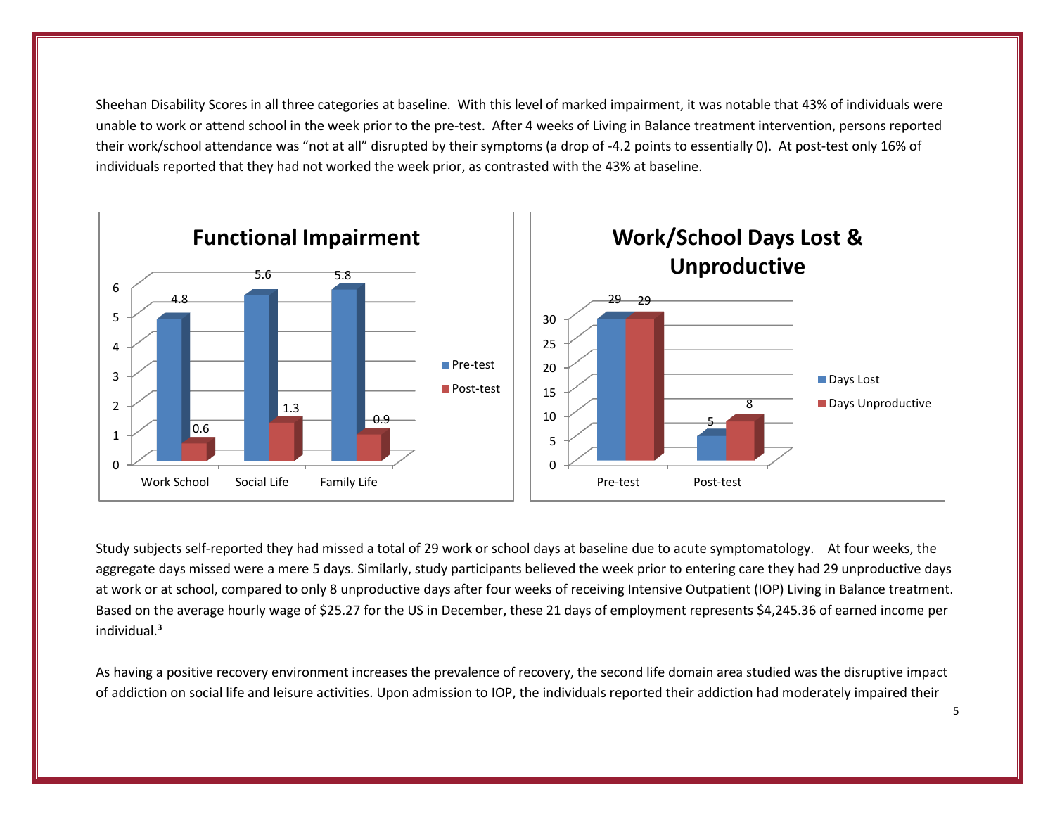Sheehan Disability Scores in all three categories at baseline. With this level of marked impairment, it was notable that 43% of individuals were unable to work or attend school in the week prior to the pre-test. After 4 weeks of Living in Balance treatment intervention, persons reported their work/school attendance was "not at all" disrupted by their symptoms (a drop of -4.2 points to essentially 0). At post-test only 16% of individuals reported that they had not worked the week prior, as contrasted with the 43% at baseline.

**Functional Impairment**

| | Work School | Social Life | Family Life |
|---|---|---|---|
| Pre-test | 4.8 | 5.6 | 5.8 |
| Post-test | 0.6 | 1.3 | 0.9 |

**Work/School Days Lost & Unproductive**

| | Pre-test | Post-test |
|---|---|---|
| Days Lost | 29 | 5 |
| Days Unproductive | 29 | 8 |

Study subjects self-reported they had missed a total of 29 work or school days at baseline due to acute symptomatology. At four weeks, the aggregate days missed were a mere 5 days. Similarly, study participants believed the week prior to entering care they had 29 unproductive days at work or at school, compared to only 8 unproductive days after four weeks of receiving Intensive Outpatient (IOP) Living in Balance treatment. Based on the average hourly wage of $25.27 for the US in December, these 21 days of employment represents $4,245.36 of earned income per individual.[3]

As having a positive recovery environment increases the prevalence of recovery, the second life domain area studied was the disruptive impact of addiction on social life and leisure activities. Upon admission to IOP, the individuals reported their addiction had moderately impaired their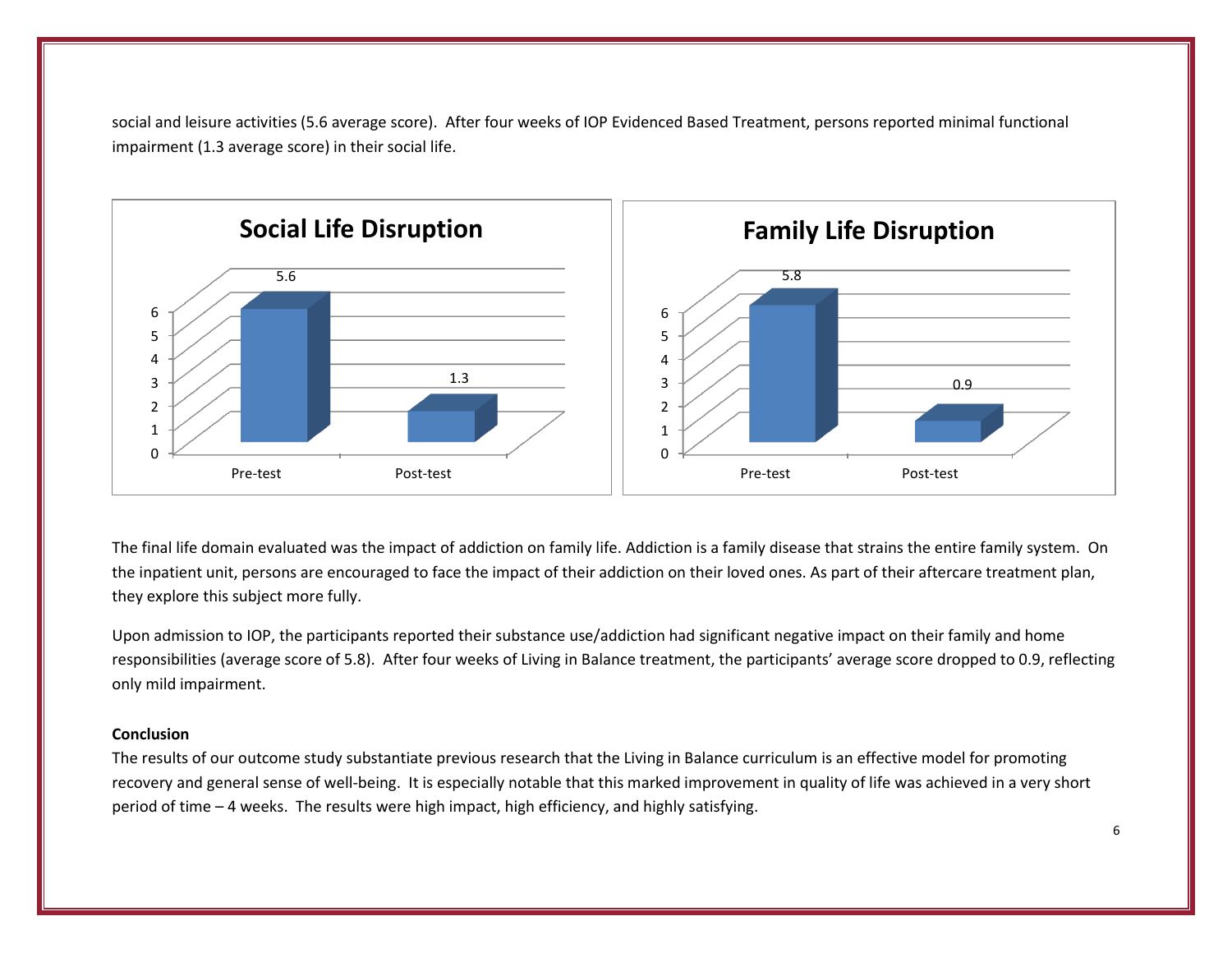social and leisure activities (5.6 average score). After four weeks of IOP Evidenced Based Treatment, persons reported minimal functional impairment (1.3 average score) in their social life.

**Social Life Disruption**

| | Pre-test | Post-test |
|---|---|---|
| Score | 5.6 | 1.3 |

**Family Life Disruption**

| | Pre-test | Post-test |
|---|---|---|
| Score | 5.8 | 0.9 |

The final life domain evaluated was the impact of addiction on family life. Addiction is a family disease that strains the entire family system. On the inpatient unit, persons are encouraged to face the impact of their addiction on their loved ones. As part of their aftercare treatment plan, they explore this subject more fully.

Upon admission to IOP, the participants reported their substance use/addiction had significant negative impact on their family and home responsibilities (average score of 5.8). After four weeks of Living in Balance treatment, the participants' average score dropped to 0.9, reflecting only mild impairment.

**Conclusion**

The results of our outcome study substantiate previous research that the Living in Balance curriculum is an effective model for promoting recovery and general sense of well-being. It is especially notable that this marked improvement in quality of life was achieved in a very short period of time – 4 weeks. The results were high impact, high efficiency, and highly satisfying.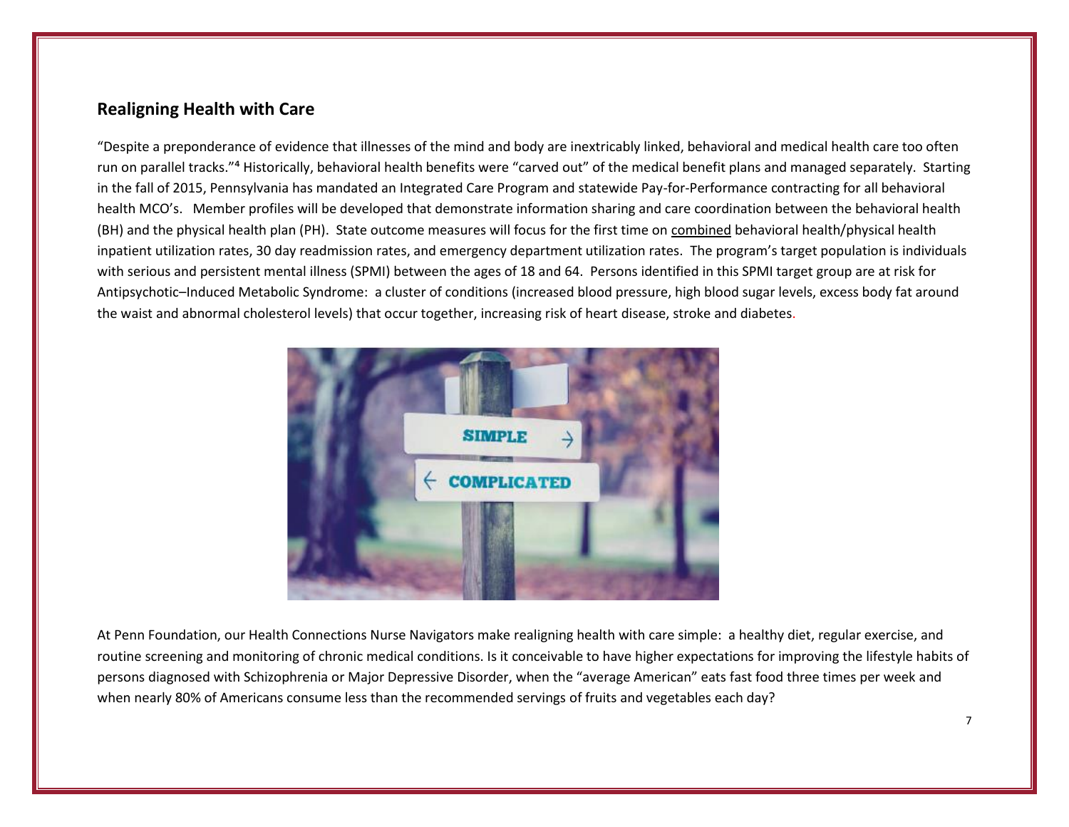## Realigning Health with Care

"Despite a preponderance of evidence that illnesses of the mind and body are inextricably linked, behavioral and medical health care too often run on parallel tracks."[4] Historically, behavioral health benefits were "carved out" of the medical benefit plans and managed separately. Starting in the fall of 2015, Pennsylvania has mandated an Integrated Care Program and statewide Pay-for-Performance contracting for all behavioral health MCO's. Member profiles will be developed that demonstrate information sharing and care coordination between the behavioral health (BH) and the physical health plan (PH). State outcome measures will focus for the first time on <u>combined</u> behavioral health/physical health inpatient utilization rates, 30 day readmission rates, and emergency department utilization rates. The program's target population is individuals with serious and persistent mental illness (SPMI) between the ages of 18 and 64. Persons identified in this SPMI target group are at risk for Antipsychotic–Induced Metabolic Syndrome: a cluster of conditions (increased blood pressure, high blood sugar levels, excess body fat around the waist and abnormal cholesterol levels) that occur together, increasing risk of heart disease, stroke and diabetes.

At Penn Foundation, our Health Connections Nurse Navigators make realigning health with care simple: a healthy diet, regular exercise, and routine screening and monitoring of chronic medical conditions. Is it conceivable to have higher expectations for improving the lifestyle habits of persons diagnosed with Schizophrenia or Major Depressive Disorder, when the "average American" eats fast food three times per week and when nearly 80% of Americans consume less than the recommended servings of fruits and vegetables each day?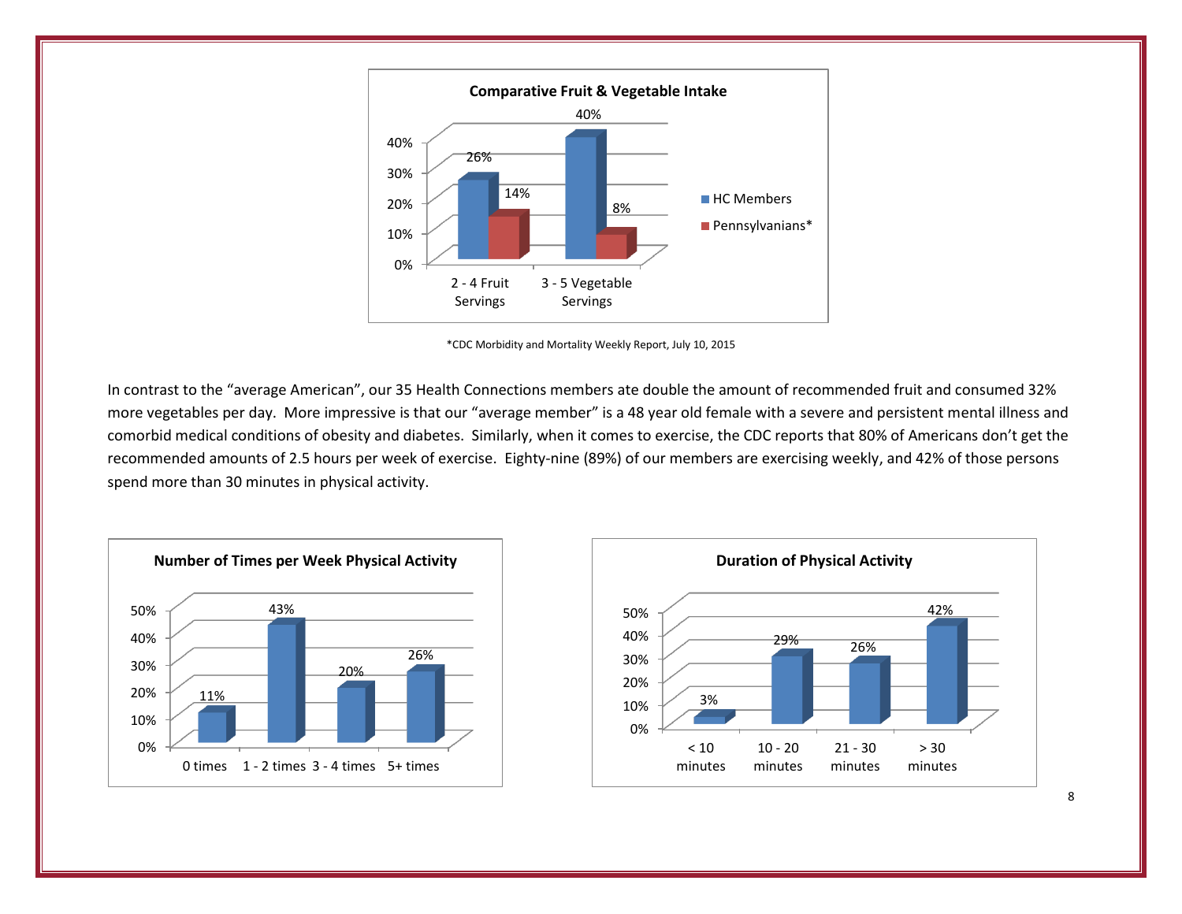**Comparative Fruit & Vegetable Intake**

| | HC Members | Pennsylvanians* |
|---|---|---|
| 2 - 4 Fruit Servings | 26% | 14% |
| 3 - 5 Vegetable Servings | 40% | 8% |

*CDC Morbidity and Mortality Weekly Report, July 10, 2015

In contrast to the "average American", our 35 Health Connections members ate double the amount of recommended fruit and consumed 32% more vegetables per day. More impressive is that our "average member" is a 48 year old female with a severe and persistent mental illness and comorbid medical conditions of obesity and diabetes. Similarly, when it comes to exercise, the CDC reports that 80% of Americans don't get the recommended amounts of 2.5 hours per week of exercise. Eighty-nine (89%) of our members are exercising weekly, and 42% of those persons spend more than 30 minutes in physical activity.

**Number of Times per Week Physical Activity**

| 0 times | 1 - 2 times | 3 - 4 times | 5+ times |
|---|---|---|---|
| 11% | 43% | 20% | 26% |

**Duration of Physical Activity**

| < 10 minutes | 10 - 20 minutes | 21 - 30 minutes | > 30 minutes |
|---|---|---|---|
| 3% | 29% | 26% | 42% |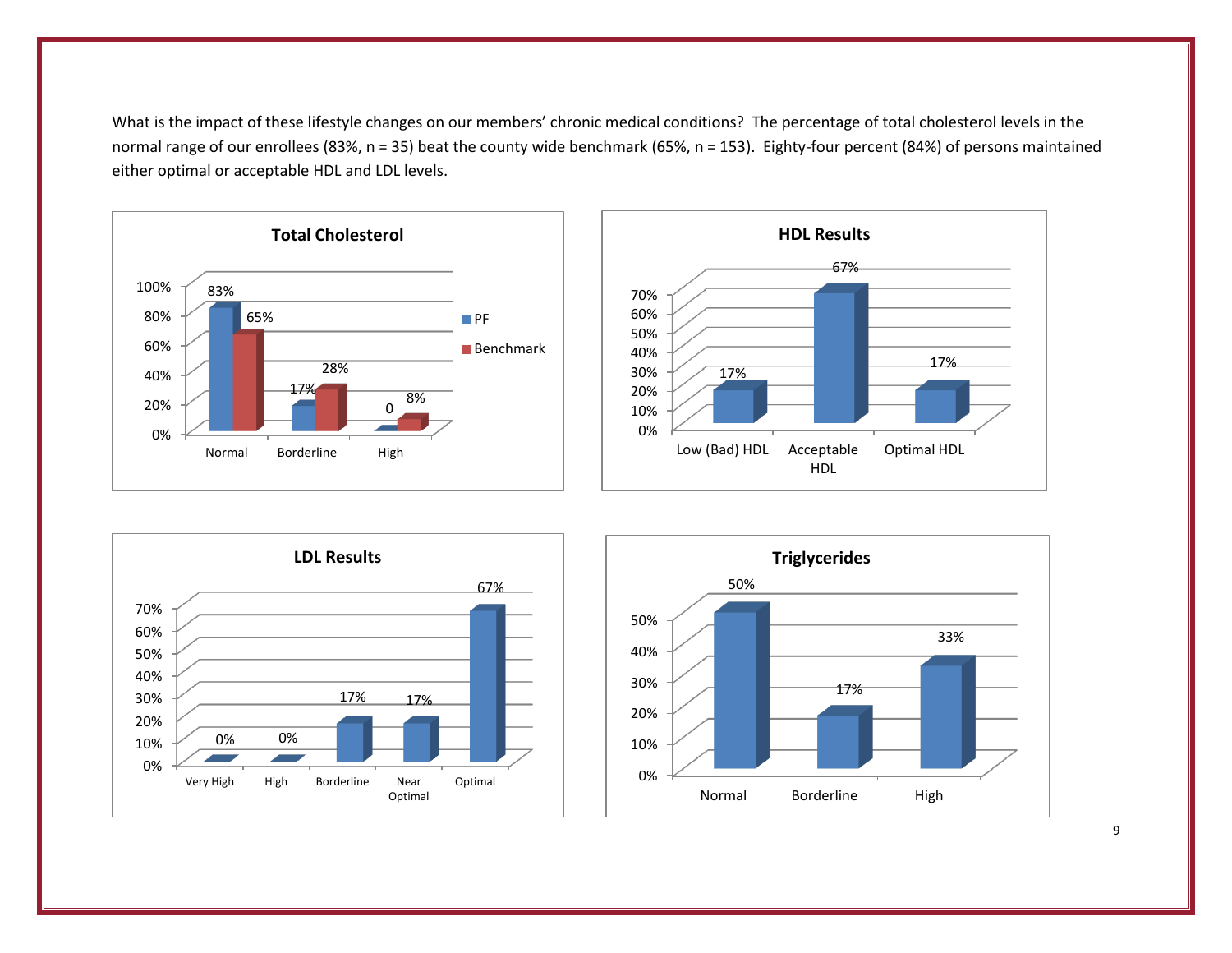What is the impact of these lifestyle changes on our members' chronic medical conditions? The percentage of total cholesterol levels in the normal range of our enrollees (83%, n = 35) beat the county wide benchmark (65%, n = 153). Eighty-four percent (84%) of persons maintained either optimal or acceptable HDL and LDL levels.

**Total Cholesterol**

| | PF | Benchmark |
|---|---|---|
| Normal | 83% | 65% |
| Borderline | 17% | 28% |
| High | 0 | 8% |

**HDL Results**

| | |
|---|---|
| Low (Bad) HDL | 17% |
| Acceptable HDL | 67% |
| Optimal HDL | 17% |

**LDL Results**

| | |
|---|---|
| Very High | 0% |
| High | 0% |
| Borderline | 17% |
| Near Optimal | 17% |
| Optimal | 67% |

**Triglycerides**

| | |
|---|---|
| Normal | 50% |
| Borderline | 17% |
| High | 33% |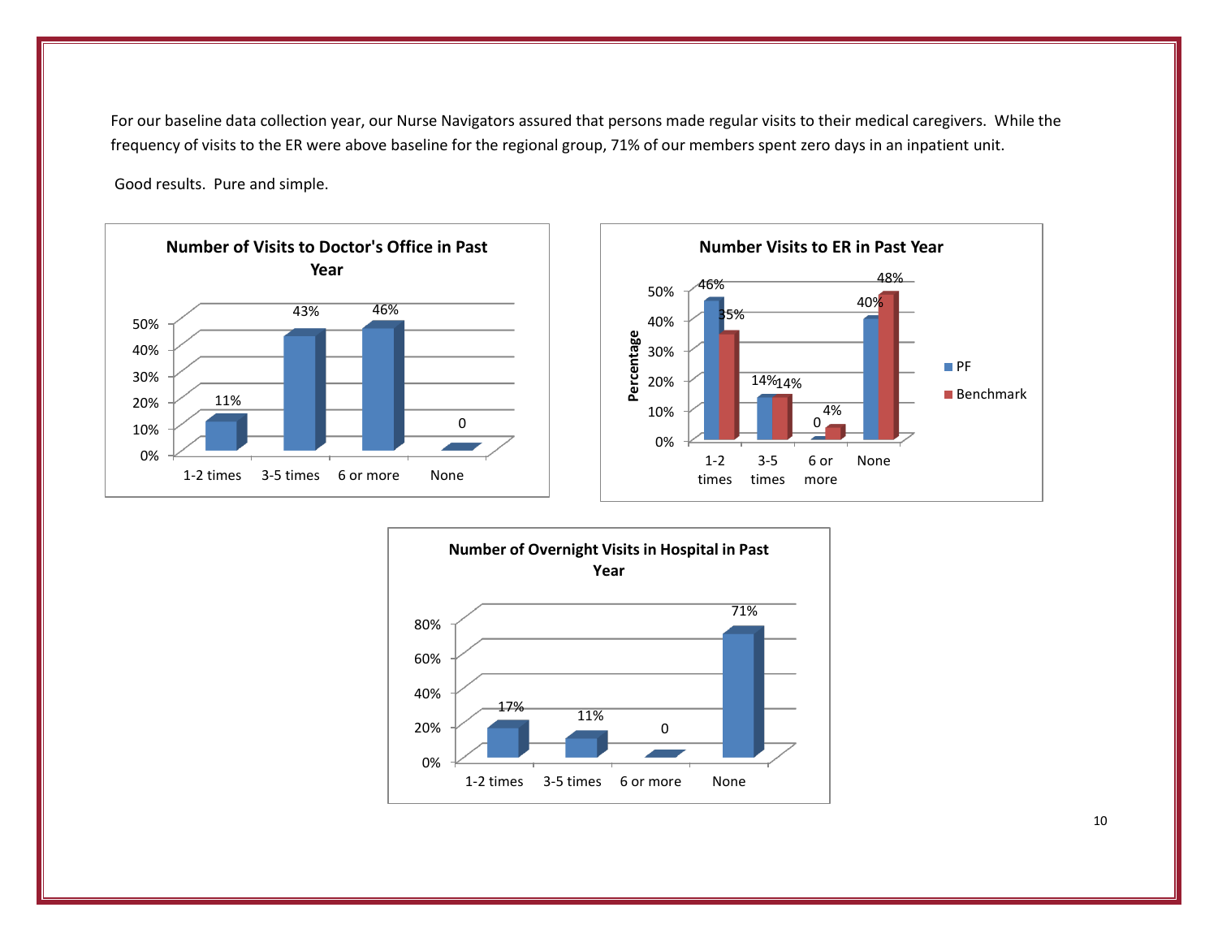For our baseline data collection year, our Nurse Navigators assured that persons made regular visits to their medical caregivers. While the frequency of visits to the ER were above baseline for the regional group, 71% of our members spent zero days in an inpatient unit.

Good results. Pure and simple.

**Number of Visits to Doctor's Office in Past Year**

| | 1-2 times | 3-5 times | 6 or more | None |
|---|---|---|---|---|
| | 11% | 43% | 46% | 0 |

**Number Visits to ER in Past Year**

| | 1-2 times | 3-5 times | 6 or more | None |
|---|---|---|---|---|
| PF | 46% | 14% | 0 | 40% |
| Benchmark | 35% | 14% | 4% | 48% |

**Number of Overnight Visits in Hospital in Past Year**

| | 1-2 times | 3-5 times | 6 or more | None |
|---|---|---|---|---|
| | 17% | 11% | 0 | 71% |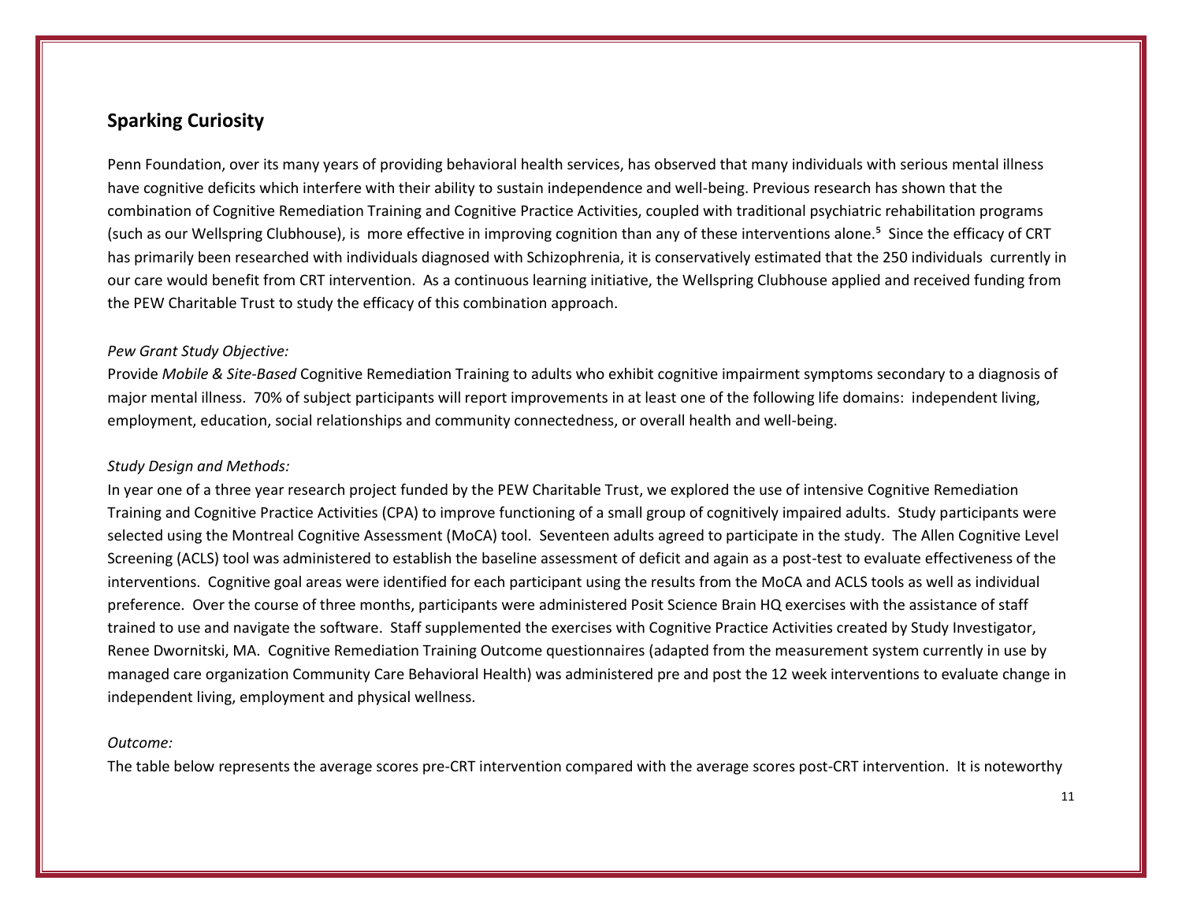## Sparking Curiosity

Penn Foundation, over its many years of providing behavioral health services, has observed that many individuals with serious mental illness have cognitive deficits which interfere with their ability to sustain independence and well-being. Previous research has shown that the combination of Cognitive Remediation Training and Cognitive Practice Activities, coupled with traditional psychiatric rehabilitation programs (such as our Wellspring Clubhouse), is more effective in improving cognition than any of these interventions alone.[5] Since the efficacy of CRT has primarily been researched with individuals diagnosed with Schizophrenia, it is conservatively estimated that the 250 individuals currently in our care would benefit from CRT intervention. As a continuous learning initiative, the Wellspring Clubhouse applied and received funding from the PEW Charitable Trust to study the efficacy of this combination approach.

*Pew Grant Study Objective:*

Provide *Mobile & Site-Based* Cognitive Remediation Training to adults who exhibit cognitive impairment symptoms secondary to a diagnosis of major mental illness. 70% of subject participants will report improvements in at least one of the following life domains: independent living, employment, education, social relationships and community connectedness, or overall health and well-being.

*Study Design and Methods:*

In year one of a three year research project funded by the PEW Charitable Trust, we explored the use of intensive Cognitive Remediation Training and Cognitive Practice Activities (CPA) to improve functioning of a small group of cognitively impaired adults. Study participants were selected using the Montreal Cognitive Assessment (MoCA) tool. Seventeen adults agreed to participate in the study. The Allen Cognitive Level Screening (ACLS) tool was administered to establish the baseline assessment of deficit and again as a post-test to evaluate effectiveness of the interventions. Cognitive goal areas were identified for each participant using the results from the MoCA and ACLS tools as well as individual preference. Over the course of three months, participants were administered Posit Science Brain HQ exercises with the assistance of staff trained to use and navigate the software. Staff supplemented the exercises with Cognitive Practice Activities created by Study Investigator, Renee Dwornitski, MA. Cognitive Remediation Training Outcome questionnaires (adapted from the measurement system currently in use by managed care organization Community Care Behavioral Health) was administered pre and post the 12 week interventions to evaluate change in independent living, employment and physical wellness.

*Outcome:*

The table below represents the average scores pre-CRT intervention compared with the average scores post-CRT intervention. It is noteworthy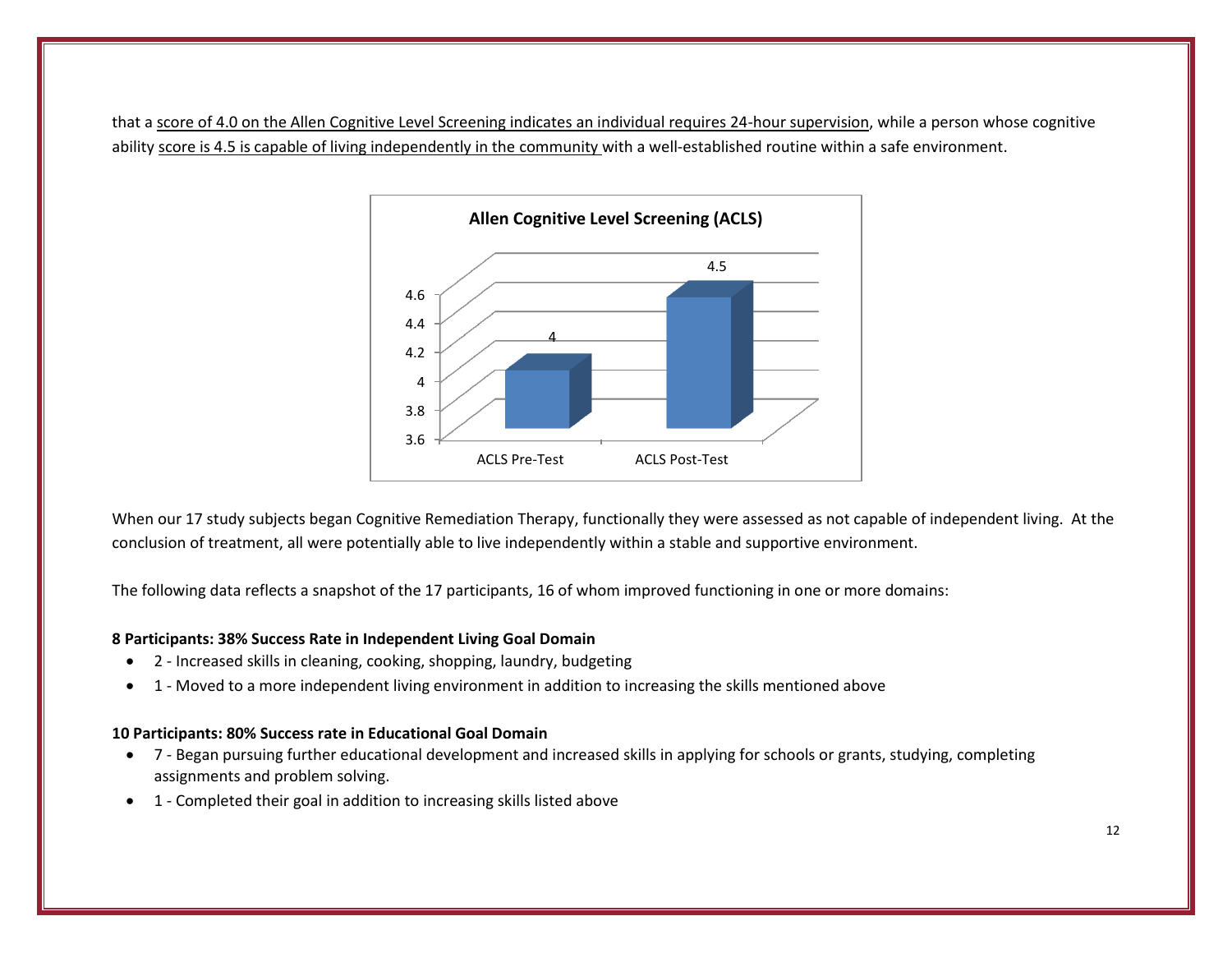that a score of 4.0 on the Allen Cognitive Level Screening indicates an individual requires 24-hour supervision, while a person whose cognitive ability score is 4.5 is capable of living independently in the community with a well-established routine within a safe environment.

**Allen Cognitive Level Screening (ACLS)**

| | ACLS Pre-Test | ACLS Post-Test |
|---|---|---|
| Score | 4 | 4.5 |

When our 17 study subjects began Cognitive Remediation Therapy, functionally they were assessed as not capable of independent living. At the conclusion of treatment, all were potentially able to live independently within a stable and supportive environment.

The following data reflects a snapshot of the 17 participants, 16 of whom improved functioning in one or more domains:

**8 Participants: 38% Success Rate in Independent Living Goal Domain**

- 2 - Increased skills in cleaning, cooking, shopping, laundry, budgeting
- 1 - Moved to a more independent living environment in addition to increasing the skills mentioned above

**10 Participants: 80% Success rate in Educational Goal Domain**

- 7 - Began pursuing further educational development and increased skills in applying for schools or grants, studying, completing assignments and problem solving.
- 1 - Completed their goal in addition to increasing skills listed above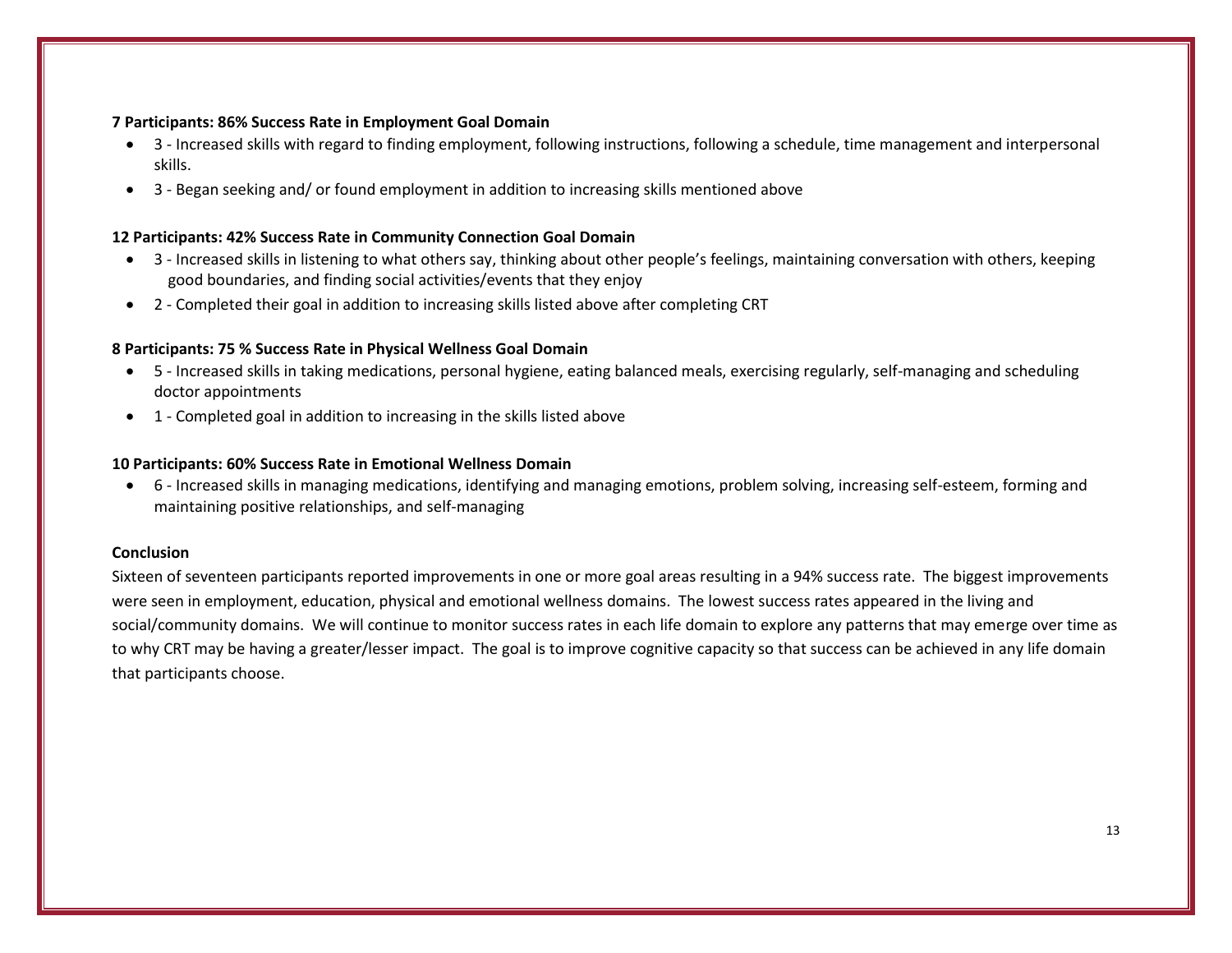**7 Participants: 86% Success Rate in Employment Goal Domain**

- 3 - Increased skills with regard to finding employment, following instructions, following a schedule, time management and interpersonal skills.
- 3 - Began seeking and/ or found employment in addition to increasing skills mentioned above

**12 Participants: 42% Success Rate in Community Connection Goal Domain**

- 3 - Increased skills in listening to what others say, thinking about other people's feelings, maintaining conversation with others, keeping good boundaries, and finding social activities/events that they enjoy
- 2 - Completed their goal in addition to increasing skills listed above after completing CRT

**8 Participants: 75 % Success Rate in Physical Wellness Goal Domain**

- 5 - Increased skills in taking medications, personal hygiene, eating balanced meals, exercising regularly, self-managing and scheduling doctor appointments
- 1 - Completed goal in addition to increasing in the skills listed above

**10 Participants: 60% Success Rate in Emotional Wellness Domain**

- 6 - Increased skills in managing medications, identifying and managing emotions, problem solving, increasing self-esteem, forming and maintaining positive relationships, and self-managing

**Conclusion**

Sixteen of seventeen participants reported improvements in one or more goal areas resulting in a 94% success rate. The biggest improvements were seen in employment, education, physical and emotional wellness domains. The lowest success rates appeared in the living and social/community domains. We will continue to monitor success rates in each life domain to explore any patterns that may emerge over time as to why CRT may be having a greater/lesser impact. The goal is to improve cognitive capacity so that success can be achieved in any life domain that participants choose.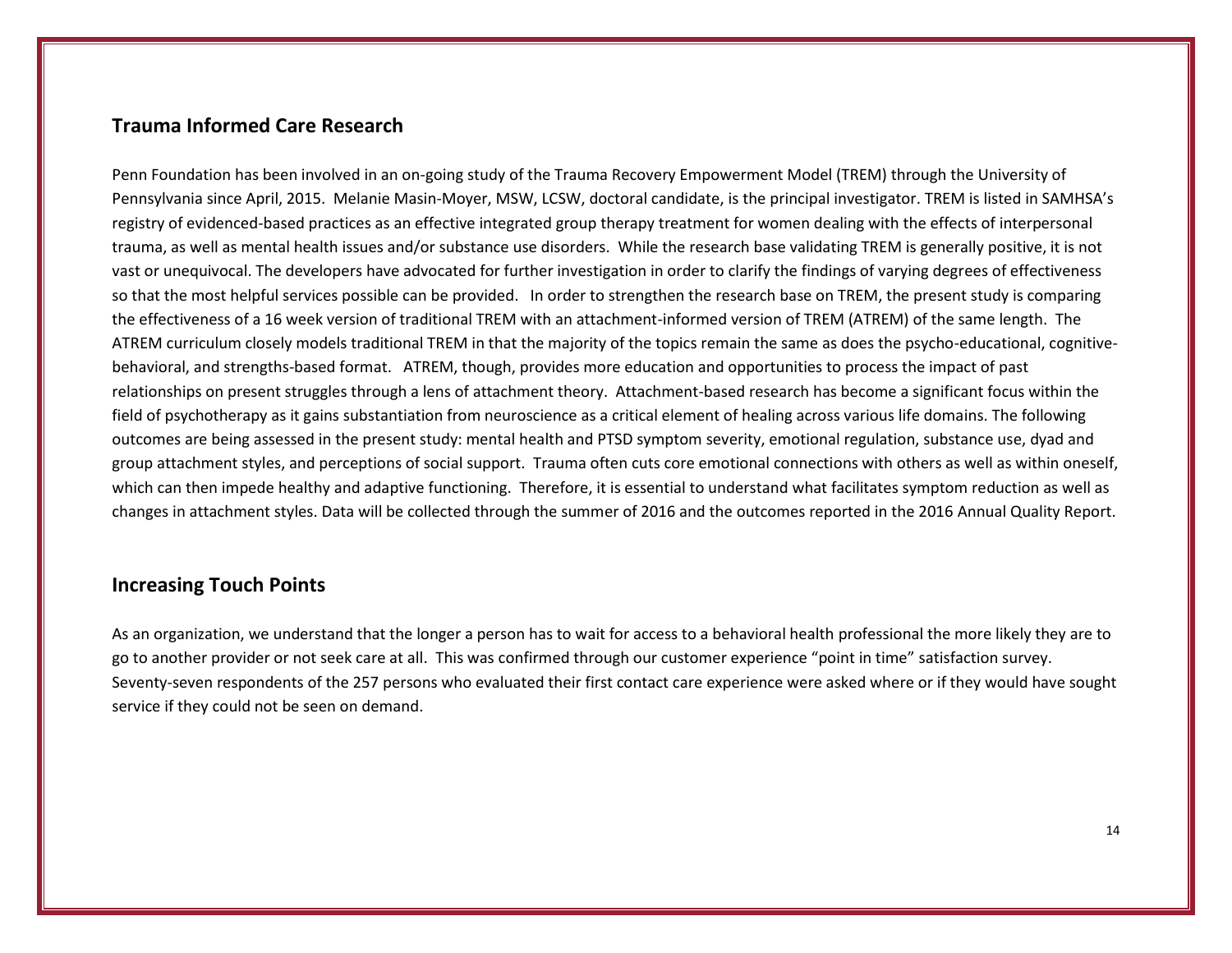## Trauma Informed Care Research

Penn Foundation has been involved in an on-going study of the Trauma Recovery Empowerment Model (TREM) through the University of Pennsylvania since April, 2015. Melanie Masin-Moyer, MSW, LCSW, doctoral candidate, is the principal investigator. TREM is listed in SAMHSA's registry of evidenced-based practices as an effective integrated group therapy treatment for women dealing with the effects of interpersonal trauma, as well as mental health issues and/or substance use disorders. While the research base validating TREM is generally positive, it is not vast or unequivocal. The developers have advocated for further investigation in order to clarify the findings of varying degrees of effectiveness so that the most helpful services possible can be provided. In order to strengthen the research base on TREM, the present study is comparing the effectiveness of a 16 week version of traditional TREM with an attachment-informed version of TREM (ATREM) of the same length. The ATREM curriculum closely models traditional TREM in that the majority of the topics remain the same as does the psycho-educational, cognitive-behavioral, and strengths-based format. ATREM, though, provides more education and opportunities to process the impact of past relationships on present struggles through a lens of attachment theory. Attachment-based research has become a significant focus within the field of psychotherapy as it gains substantiation from neuroscience as a critical element of healing across various life domains. The following outcomes are being assessed in the present study: mental health and PTSD symptom severity, emotional regulation, substance use, dyad and group attachment styles, and perceptions of social support. Trauma often cuts core emotional connections with others as well as within oneself, which can then impede healthy and adaptive functioning. Therefore, it is essential to understand what facilitates symptom reduction as well as changes in attachment styles. Data will be collected through the summer of 2016 and the outcomes reported in the 2016 Annual Quality Report.

## Increasing Touch Points

As an organization, we understand that the longer a person has to wait for access to a behavioral health professional the more likely they are to go to another provider or not seek care at all. This was confirmed through our customer experience "point in time" satisfaction survey. Seventy-seven respondents of the 257 persons who evaluated their first contact care experience were asked where or if they would have sought service if they could not be seen on demand.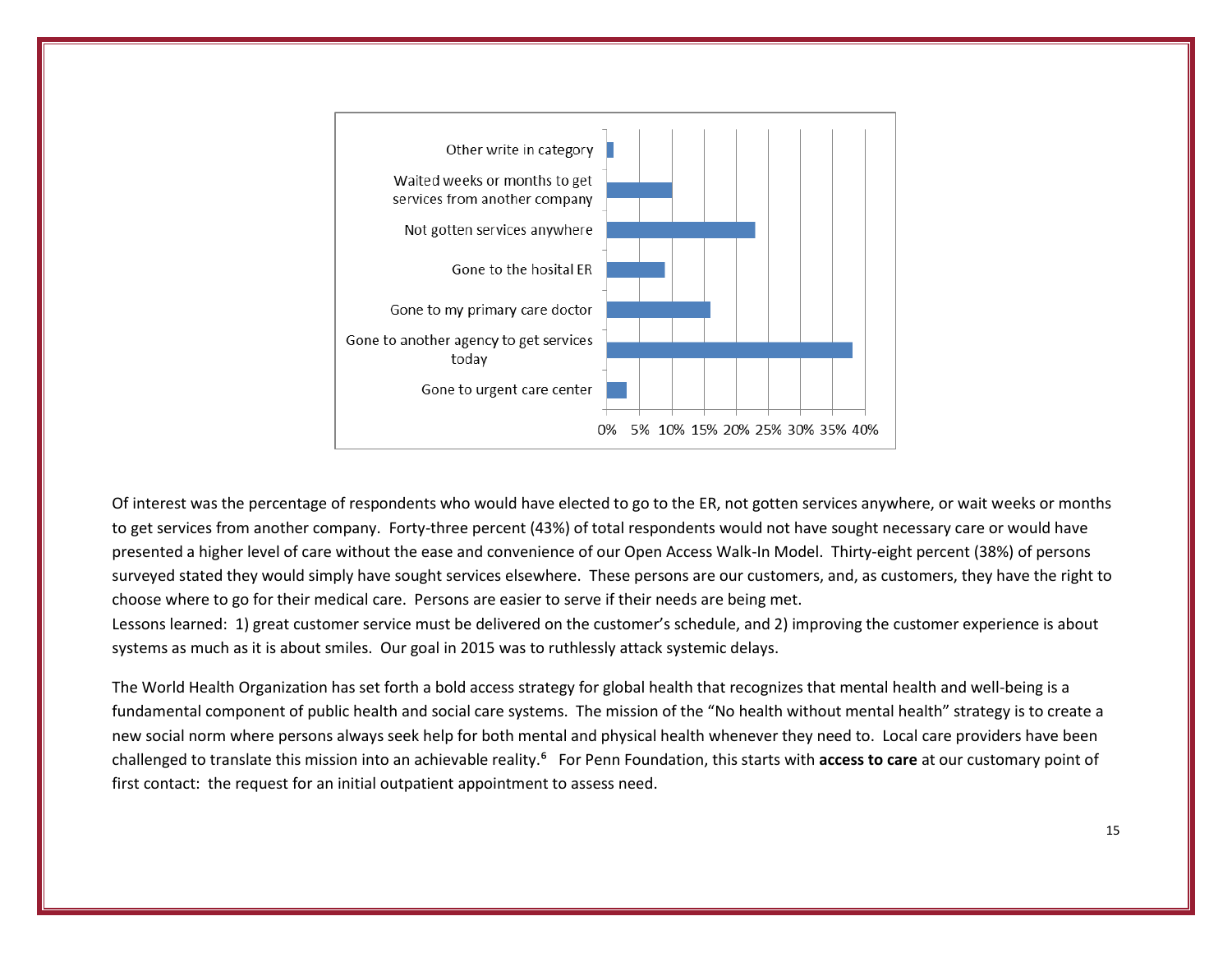| Category | Percentage |
| --- | --- |
| Other write in category | ~1% |
| Waited weeks or months to get services from another company | ~10% |
| Not gotten services anywhere | ~23% |
| Gone to the hosital ER | ~9% |
| Gone to my primary care doctor | ~16% |
| Gone to another agency to get services today | ~38% |
| Gone to urgent care center | ~3% |

Of interest was the percentage of respondents who would have elected to go to the ER, not gotten services anywhere, or wait weeks or months to get services from another company. Forty-three percent (43%) of total respondents would not have sought necessary care or would have presented a higher level of care without the ease and convenience of our Open Access Walk-In Model. Thirty-eight percent (38%) of persons surveyed stated they would simply have sought services elsewhere. These persons are our customers, and, as customers, they have the right to choose where to go for their medical care. Persons are easier to serve if their needs are being met.

Lessons learned: 1) great customer service must be delivered on the customer's schedule, and 2) improving the customer experience is about systems as much as it is about smiles. Our goal in 2015 was to ruthlessly attack systemic delays.

The World Health Organization has set forth a bold access strategy for global health that recognizes that mental health and well-being is a fundamental component of public health and social care systems. The mission of the "No health without mental health" strategy is to create a new social norm where persons always seek help for both mental and physical health whenever they need to. Local care providers have been challenged to translate this mission into an achievable reality.[6] For Penn Foundation, this starts with **access to care** at our customary point of first contact: the request for an initial outpatient appointment to assess need.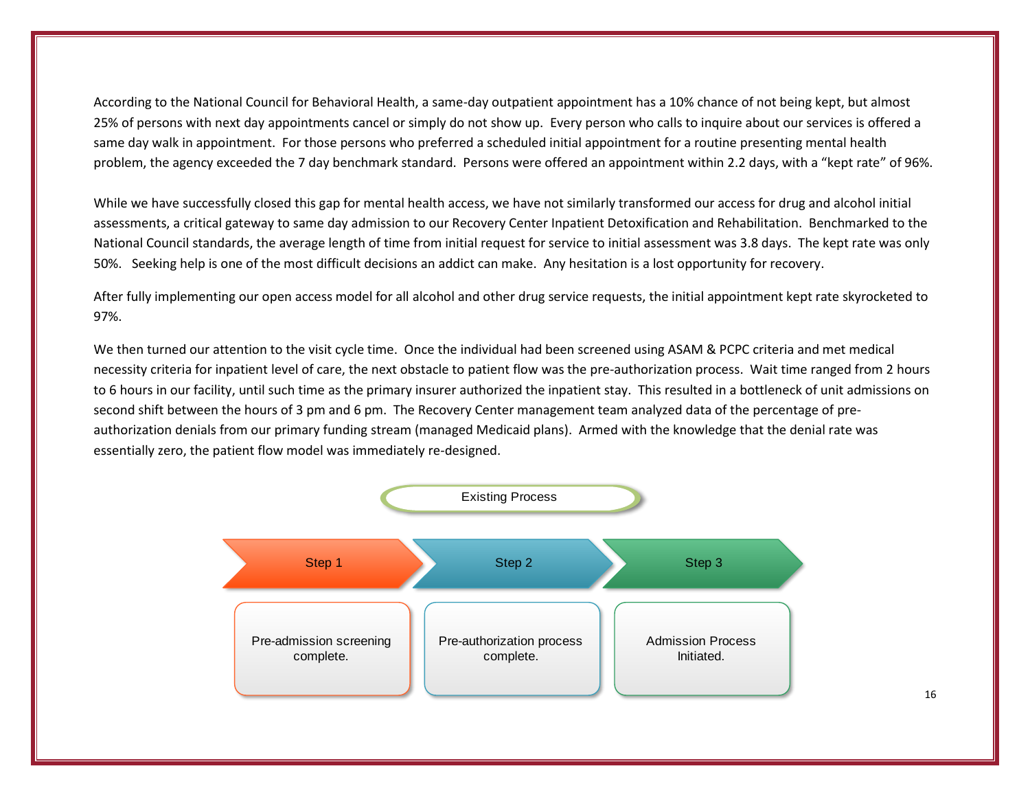According to the National Council for Behavioral Health, a same-day outpatient appointment has a 10% chance of not being kept, but almost 25% of persons with next day appointments cancel or simply do not show up. Every person who calls to inquire about our services is offered a same day walk in appointment. For those persons who preferred a scheduled initial appointment for a routine presenting mental health problem, the agency exceeded the 7 day benchmark standard. Persons were offered an appointment within 2.2 days, with a "kept rate" of 96%.

While we have successfully closed this gap for mental health access, we have not similarly transformed our access for drug and alcohol initial assessments, a critical gateway to same day admission to our Recovery Center Inpatient Detoxification and Rehabilitation. Benchmarked to the National Council standards, the average length of time from initial request for service to initial assessment was 3.8 days. The kept rate was only 50%. Seeking help is one of the most difficult decisions an addict can make. Any hesitation is a lost opportunity for recovery.

After fully implementing our open access model for all alcohol and other drug service requests, the initial appointment kept rate skyrocketed to 97%.

We then turned our attention to the visit cycle time. Once the individual had been screened using ASAM & PCPC criteria and met medical necessity criteria for inpatient level of care, the next obstacle to patient flow was the pre-authorization process. Wait time ranged from 2 hours to 6 hours in our facility, until such time as the primary insurer authorized the inpatient stay. This resulted in a bottleneck of unit admissions on second shift between the hours of 3 pm and 6 pm. The Recovery Center management team analyzed data of the percentage of pre-authorization denials from our primary funding stream (managed Medicaid plans). Armed with the knowledge that the denial rate was essentially zero, the patient flow model was immediately re-designed.

**Existing Process**

| Step 1 | Step 2 | Step 3 |
| --- | --- | --- |
| Pre-admission screening complete. | Pre-authorization process complete. | Admission Process Initiated. |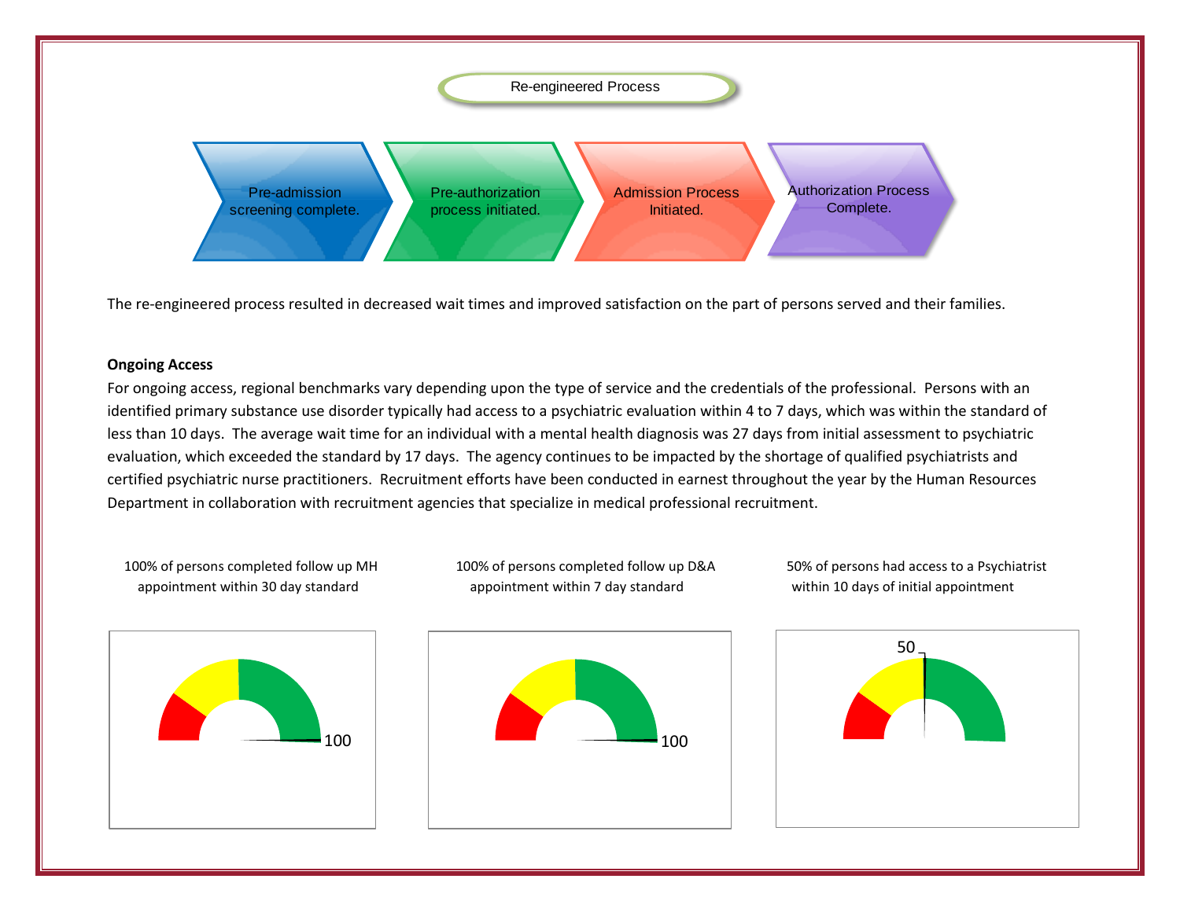Re-engineered Process

Pre-admission screening complete. → Pre-authorization process initiated. → Admission Process Initiated. → Authorization Process Complete.

The re-engineered process resulted in decreased wait times and improved satisfaction on the part of persons served and their families.

**Ongoing Access**

For ongoing access, regional benchmarks vary depending upon the type of service and the credentials of the professional. Persons with an identified primary substance use disorder typically had access to a psychiatric evaluation within 4 to 7 days, which was within the standard of less than 10 days. The average wait time for an individual with a mental health diagnosis was 27 days from initial assessment to psychiatric evaluation, which exceeded the standard by 17 days. The agency continues to be impacted by the shortage of qualified psychiatrists and certified psychiatric nurse practitioners. Recruitment efforts have been conducted in earnest throughout the year by the Human Resources Department in collaboration with recruitment agencies that specialize in medical professional recruitment.

100% of persons completed follow up MH appointment within 30 day standard

100

100% of persons completed follow up D&A appointment within 7 day standard

100

50% of persons had access to a Psychiatrist within 10 days of initial appointment

50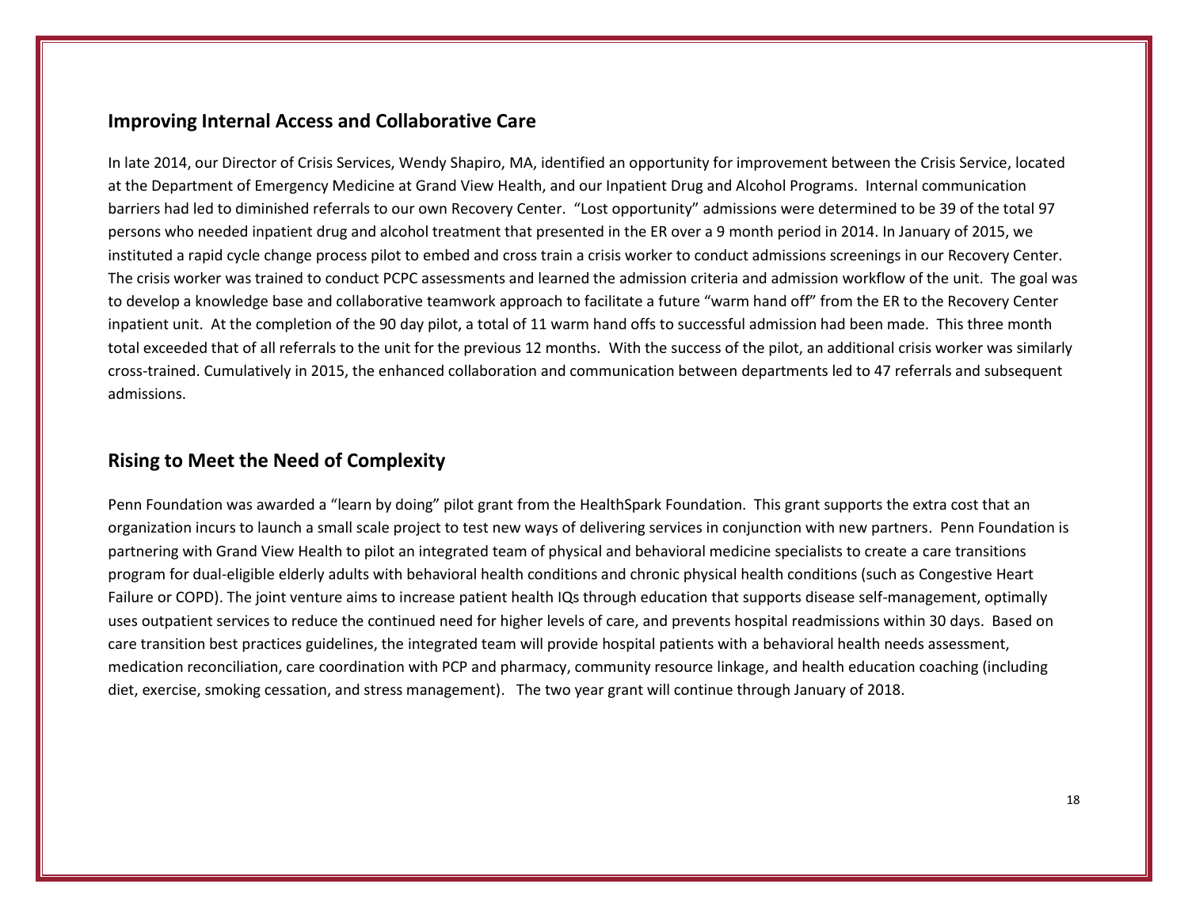## Improving Internal Access and Collaborative Care

In late 2014, our Director of Crisis Services, Wendy Shapiro, MA, identified an opportunity for improvement between the Crisis Service, located at the Department of Emergency Medicine at Grand View Health, and our Inpatient Drug and Alcohol Programs. Internal communication barriers had led to diminished referrals to our own Recovery Center. "Lost opportunity" admissions were determined to be 39 of the total 97 persons who needed inpatient drug and alcohol treatment that presented in the ER over a 9 month period in 2014. In January of 2015, we instituted a rapid cycle change process pilot to embed and cross train a crisis worker to conduct admissions screenings in our Recovery Center. The crisis worker was trained to conduct PCPC assessments and learned the admission criteria and admission workflow of the unit. The goal was to develop a knowledge base and collaborative teamwork approach to facilitate a future "warm hand off" from the ER to the Recovery Center inpatient unit. At the completion of the 90 day pilot, a total of 11 warm hand offs to successful admission had been made. This three month total exceeded that of all referrals to the unit for the previous 12 months. With the success of the pilot, an additional crisis worker was similarly cross-trained. Cumulatively in 2015, the enhanced collaboration and communication between departments led to 47 referrals and subsequent admissions.

## Rising to Meet the Need of Complexity

Penn Foundation was awarded a "learn by doing" pilot grant from the HealthSpark Foundation. This grant supports the extra cost that an organization incurs to launch a small scale project to test new ways of delivering services in conjunction with new partners. Penn Foundation is partnering with Grand View Health to pilot an integrated team of physical and behavioral medicine specialists to create a care transitions program for dual-eligible elderly adults with behavioral health conditions and chronic physical health conditions (such as Congestive Heart Failure or COPD). The joint venture aims to increase patient health IQs through education that supports disease self-management, optimally uses outpatient services to reduce the continued need for higher levels of care, and prevents hospital readmissions within 30 days. Based on care transition best practices guidelines, the integrated team will provide hospital patients with a behavioral health needs assessment, medication reconciliation, care coordination with PCP and pharmacy, community resource linkage, and health education coaching (including diet, exercise, smoking cessation, and stress management). The two year grant will continue through January of 2018.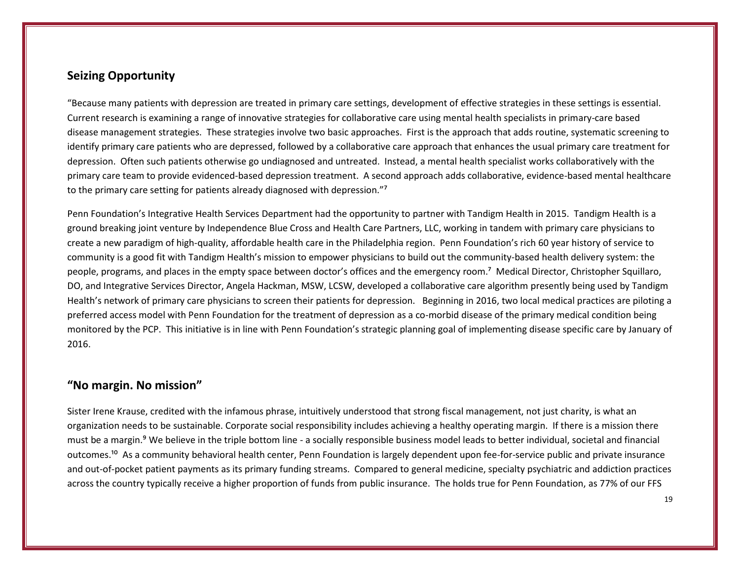## Seizing Opportunity

"Because many patients with depression are treated in primary care settings, development of effective strategies in these settings is essential. Current research is examining a range of innovative strategies for collaborative care using mental health specialists in primary-care based disease management strategies. These strategies involve two basic approaches. First is the approach that adds routine, systematic screening to identify primary care patients who are depressed, followed by a collaborative care approach that enhances the usual primary care treatment for depression. Often such patients otherwise go undiagnosed and untreated. Instead, a mental health specialist works collaboratively with the primary care team to provide evidenced-based depression treatment. A second approach adds collaborative, evidence-based mental healthcare to the primary care setting for patients already diagnosed with depression."[7]

Penn Foundation's Integrative Health Services Department had the opportunity to partner with Tandigm Health in 2015. Tandigm Health is a ground breaking joint venture by Independence Blue Cross and Health Care Partners, LLC, working in tandem with primary care physicians to create a new paradigm of high-quality, affordable health care in the Philadelphia region. Penn Foundation's rich 60 year history of service to community is a good fit with Tandigm Health's mission to empower physicians to build out the community-based health delivery system: the people, programs, and places in the empty space between doctor's offices and the emergency room.[7] Medical Director, Christopher Squillaro, DO, and Integrative Services Director, Angela Hackman, MSW, LCSW, developed a collaborative care algorithm presently being used by Tandigm Health's network of primary care physicians to screen their patients for depression. Beginning in 2016, two local medical practices are piloting a preferred access model with Penn Foundation for the treatment of depression as a co-morbid disease of the primary medical condition being monitored by the PCP. This initiative is in line with Penn Foundation's strategic planning goal of implementing disease specific care by January of 2016.

## "No margin. No mission"

Sister Irene Krause, credited with the infamous phrase, intuitively understood that strong fiscal management, not just charity, is what an organization needs to be sustainable. Corporate social responsibility includes achieving a healthy operating margin. If there is a mission there must be a margin.[9] We believe in the triple bottom line - a socially responsible business model leads to better individual, societal and financial outcomes.[10] As a community behavioral health center, Penn Foundation is largely dependent upon fee-for-service public and private insurance and out-of-pocket patient payments as its primary funding streams. Compared to general medicine, specialty psychiatric and addiction practices across the country typically receive a higher proportion of funds from public insurance. The holds true for Penn Foundation, as 77% of our FFS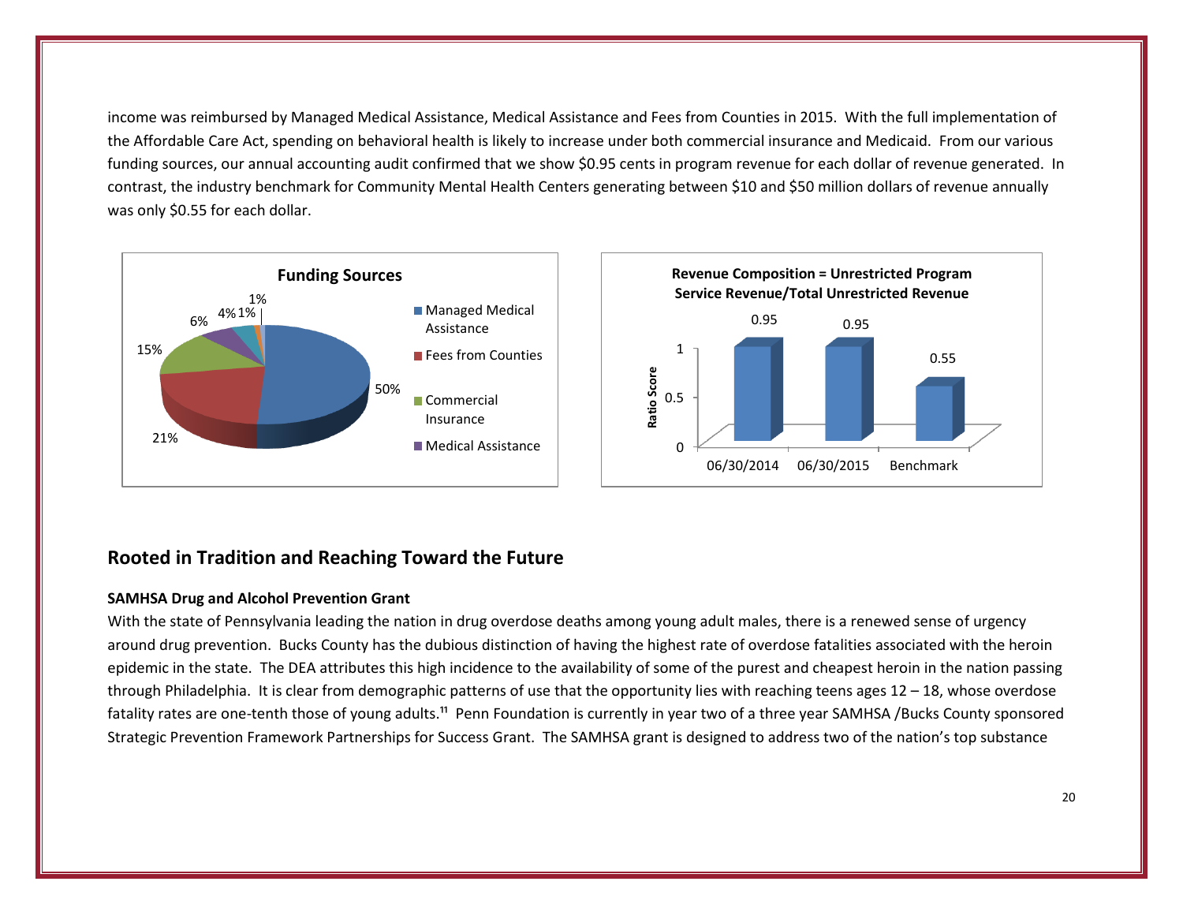income was reimbursed by Managed Medical Assistance, Medical Assistance and Fees from Counties in 2015. With the full implementation of the Affordable Care Act, spending on behavioral health is likely to increase under both commercial insurance and Medicaid. From our various funding sources, our annual accounting audit confirmed that we show $0.95 cents in program revenue for each dollar of revenue generated. In contrast, the industry benchmark for Community Mental Health Centers generating between $10 and $50 million dollars of revenue annually was only $0.55 for each dollar.

**Funding Sources**

| Source | Share |
|---|---|
| Managed Medical Assistance | 50% |
| Fees from Counties | 21% |
| Commercial Insurance | 15% |
| Medical Assistance | 6% |
| (unlabeled) | 4% |
| (unlabeled) | 1% |
| (unlabeled) | 1% |

**Revenue Composition = Unrestricted Program Service Revenue/Total Unrestricted Revenue**

| | Ratio Score |
|---|---|
| 06/30/2014 | 0.95 |
| 06/30/2015 | 0.95 |
| Benchmark | 0.55 |

## Rooted in Tradition and Reaching Toward the Future

### SAMHSA Drug and Alcohol Prevention Grant

With the state of Pennsylvania leading the nation in drug overdose deaths among young adult males, there is a renewed sense of urgency around drug prevention. Bucks County has the dubious distinction of having the highest rate of overdose fatalities associated with the heroin epidemic in the state. The DEA attributes this high incidence to the availability of some of the purest and cheapest heroin in the nation passing through Philadelphia. It is clear from demographic patterns of use that the opportunity lies with reaching teens ages 12 – 18, whose overdose fatality rates are one-tenth those of young adults.[11] Penn Foundation is currently in year two of a three year SAMHSA /Bucks County sponsored Strategic Prevention Framework Partnerships for Success Grant. The SAMHSA grant is designed to address two of the nation's top substance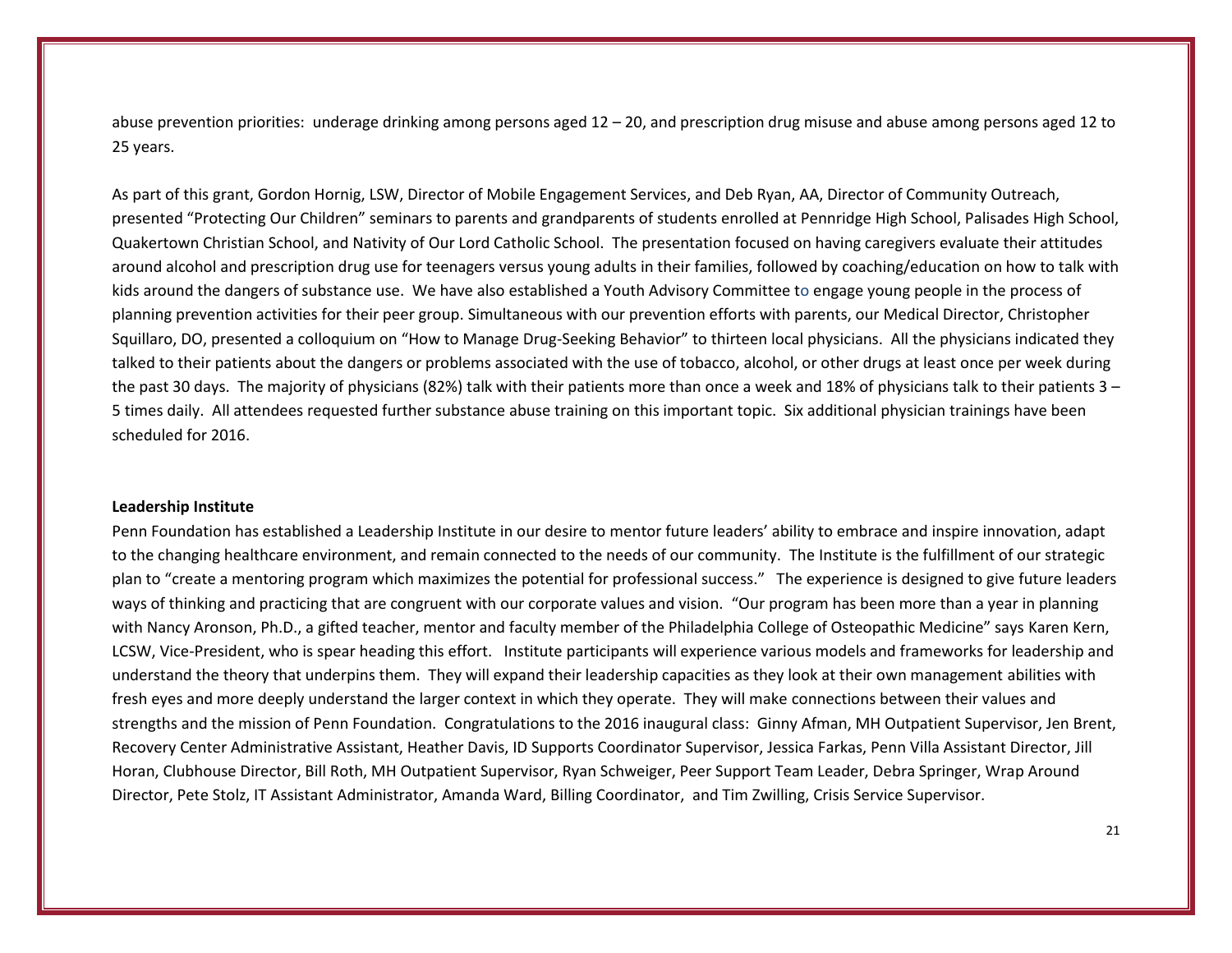abuse prevention priorities: underage drinking among persons aged 12 – 20, and prescription drug misuse and abuse among persons aged 12 to 25 years.

As part of this grant, Gordon Hornig, LSW, Director of Mobile Engagement Services, and Deb Ryan, AA, Director of Community Outreach, presented "Protecting Our Children" seminars to parents and grandparents of students enrolled at Pennridge High School, Palisades High School, Quakertown Christian School, and Nativity of Our Lord Catholic School. The presentation focused on having caregivers evaluate their attitudes around alcohol and prescription drug use for teenagers versus young adults in their families, followed by coaching/education on how to talk with kids around the dangers of substance use. We have also established a Youth Advisory Committee to engage young people in the process of planning prevention activities for their peer group. Simultaneous with our prevention efforts with parents, our Medical Director, Christopher Squillaro, DO, presented a colloquium on "How to Manage Drug-Seeking Behavior" to thirteen local physicians. All the physicians indicated they talked to their patients about the dangers or problems associated with the use of tobacco, alcohol, or other drugs at least once per week during the past 30 days. The majority of physicians (82%) talk with their patients more than once a week and 18% of physicians talk to their patients 3 – 5 times daily. All attendees requested further substance abuse training on this important topic. Six additional physician trainings have been scheduled for 2016.

**Leadership Institute**

Penn Foundation has established a Leadership Institute in our desire to mentor future leaders' ability to embrace and inspire innovation, adapt to the changing healthcare environment, and remain connected to the needs of our community. The Institute is the fulfillment of our strategic plan to "create a mentoring program which maximizes the potential for professional success." The experience is designed to give future leaders ways of thinking and practicing that are congruent with our corporate values and vision. "Our program has been more than a year in planning with Nancy Aronson, Ph.D., a gifted teacher, mentor and faculty member of the Philadelphia College of Osteopathic Medicine" says Karen Kern, LCSW, Vice-President, who is spear heading this effort. Institute participants will experience various models and frameworks for leadership and understand the theory that underpins them. They will expand their leadership capacities as they look at their own management abilities with fresh eyes and more deeply understand the larger context in which they operate. They will make connections between their values and strengths and the mission of Penn Foundation. Congratulations to the 2016 inaugural class: Ginny Afman, MH Outpatient Supervisor, Jen Brent, Recovery Center Administrative Assistant, Heather Davis, ID Supports Coordinator Supervisor, Jessica Farkas, Penn Villa Assistant Director, Jill Horan, Clubhouse Director, Bill Roth, MH Outpatient Supervisor, Ryan Schweiger, Peer Support Team Leader, Debra Springer, Wrap Around Director, Pete Stolz, IT Assistant Administrator, Amanda Ward, Billing Coordinator, and Tim Zwilling, Crisis Service Supervisor.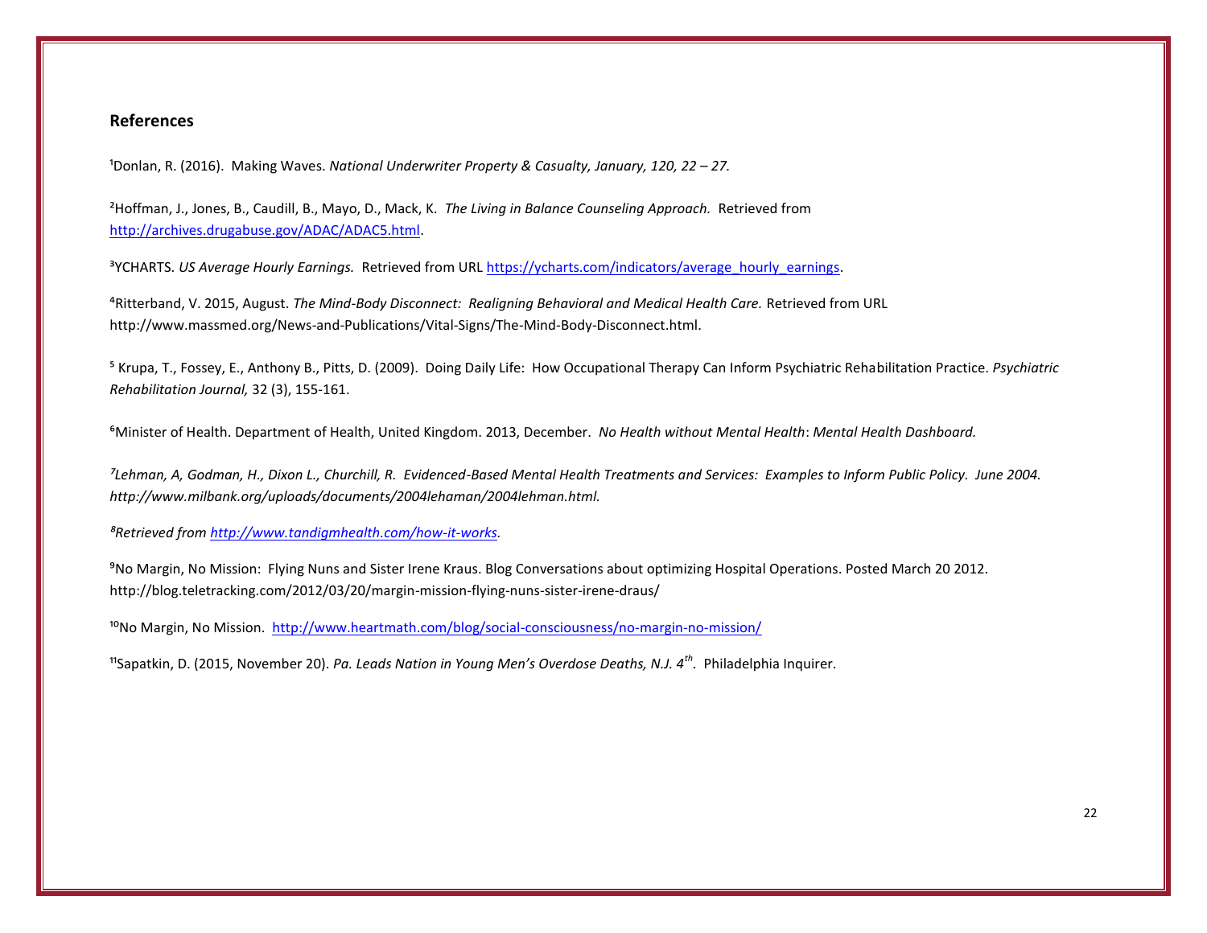## References

[1]Donlan, R. (2016). Making Waves. *National Underwriter Property & Casualty, January, 120, 22 – 27.*

[2]Hoffman, J., Jones, B., Caudill, B., Mayo, D., Mack, K. *The Living in Balance Counseling Approach.* Retrieved from http://archives.drugabuse.gov/ADAC/ADAC5.html.

[3]YCHARTS. *US Average Hourly Earnings.* Retrieved from URL https://ycharts.com/indicators/average_hourly_earnings.

[4]Ritterband, V. 2015, August. *The Mind-Body Disconnect: Realigning Behavioral and Medical Health Care.* Retrieved from URL http://www.massmed.org/News-and-Publications/Vital-Signs/The-Mind-Body-Disconnect.html.

[5] Krupa, T., Fossey, E., Anthony B., Pitts, D. (2009). Doing Daily Life: How Occupational Therapy Can Inform Psychiatric Rehabilitation Practice. *Psychiatric Rehabilitation Journal,* 32 (3), 155-161.

[6]Minister of Health. Department of Health, United Kingdom. 2013, December. *No Health without Mental Health*: *Mental Health Dashboard.*

*[7]Lehman, A, Godman, H., Dixon L., Churchill, R. Evidenced-Based Mental Health Treatments and Services: Examples to Inform Public Policy. June 2004. http://www.milbank.org/uploads/documents/2004lehaman/2004lehman.html.*

*[8]Retrieved from http://www.tandigmhealth.com/how-it-works.*

[9]No Margin, No Mission: Flying Nuns and Sister Irene Kraus. Blog Conversations about optimizing Hospital Operations. Posted March 20 2012. http://blog.teletracking.com/2012/03/20/margin-mission-flying-nuns-sister-irene-draus/

[10]No Margin, No Mission. http://www.heartmath.com/blog/social-consciousness/no-margin-no-mission/

[11]Sapatkin, D. (2015, November 20). *Pa. Leads Nation in Young Men's Overdose Deaths, N.J. 4th.* Philadelphia Inquirer.